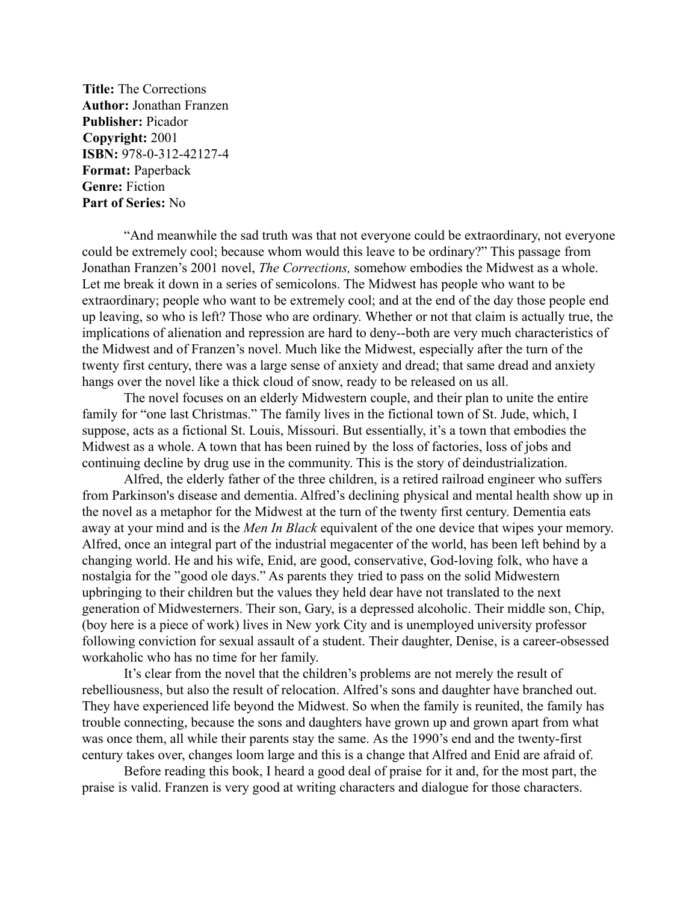**Title:** The Corrections
**Author:** Jonathan Franzen
**Publisher:** Picador
**Copyright:** 2001
**ISBN:** 978-0-312-42127-4
**Format:** Paperback
**Genre:** Fiction
**Part of Series:** No

"And meanwhile the sad truth was that not everyone could be extraordinary, not everyone could be extremely cool; because whom would this leave to be ordinary?" This passage from Jonathan Franzen's 2001 novel, *The Corrections,* somehow embodies the Midwest as a whole. Let me break it down in a series of semicolons. The Midwest has people who want to be extraordinary; people who want to be extremely cool; and at the end of the day those people end up leaving, so who is left? Those who are ordinary. Whether or not that claim is actually true, the implications of alienation and repression are hard to deny--both are very much characteristics of the Midwest and of Franzen's novel. Much like the Midwest, especially after the turn of the twenty first century, there was a large sense of anxiety and dread; that same dread and anxiety hangs over the novel like a thick cloud of snow, ready to be released on us all.

The novel focuses on an elderly Midwestern couple, and their plan to unite the entire family for "one last Christmas." The family lives in the fictional town of St. Jude, which, I suppose, acts as a fictional St. Louis, Missouri. But essentially, it's a town that embodies the Midwest as a whole. A town that has been ruined by the loss of factories, loss of jobs and continuing decline by drug use in the community. This is the story of deindustrialization.

Alfred, the elderly father of the three children, is a retired railroad engineer who suffers from Parkinson's disease and dementia. Alfred's declining physical and mental health show up in the novel as a metaphor for the Midwest at the turn of the twenty first century. Dementia eats away at your mind and is the *Men In Black* equivalent of the one device that wipes your memory. Alfred, once an integral part of the industrial megacenter of the world, has been left behind by a changing world. He and his wife, Enid, are good, conservative, God-loving folk, who have a nostalgia for the "good ole days." As parents they tried to pass on the solid Midwestern upbringing to their children but the values they held dear have not translated to the next generation of Midwesterners. Their son, Gary, is a depressed alcoholic. Their middle son, Chip, (boy here is a piece of work) lives in New york City and is unemployed university professor following conviction for sexual assault of a student. Their daughter, Denise, is a career-obsessed workaholic who has no time for her family.

It's clear from the novel that the children's problems are not merely the result of rebelliousness, but also the result of relocation. Alfred's sons and daughter have branched out. They have experienced life beyond the Midwest. So when the family is reunited, the family has trouble connecting, because the sons and daughters have grown up and grown apart from what was once them, all while their parents stay the same. As the 1990's end and the twenty-first century takes over, changes loom large and this is a change that Alfred and Enid are afraid of.

Before reading this book, I heard a good deal of praise for it and, for the most part, the praise is valid. Franzen is very good at writing characters and dialogue for those characters.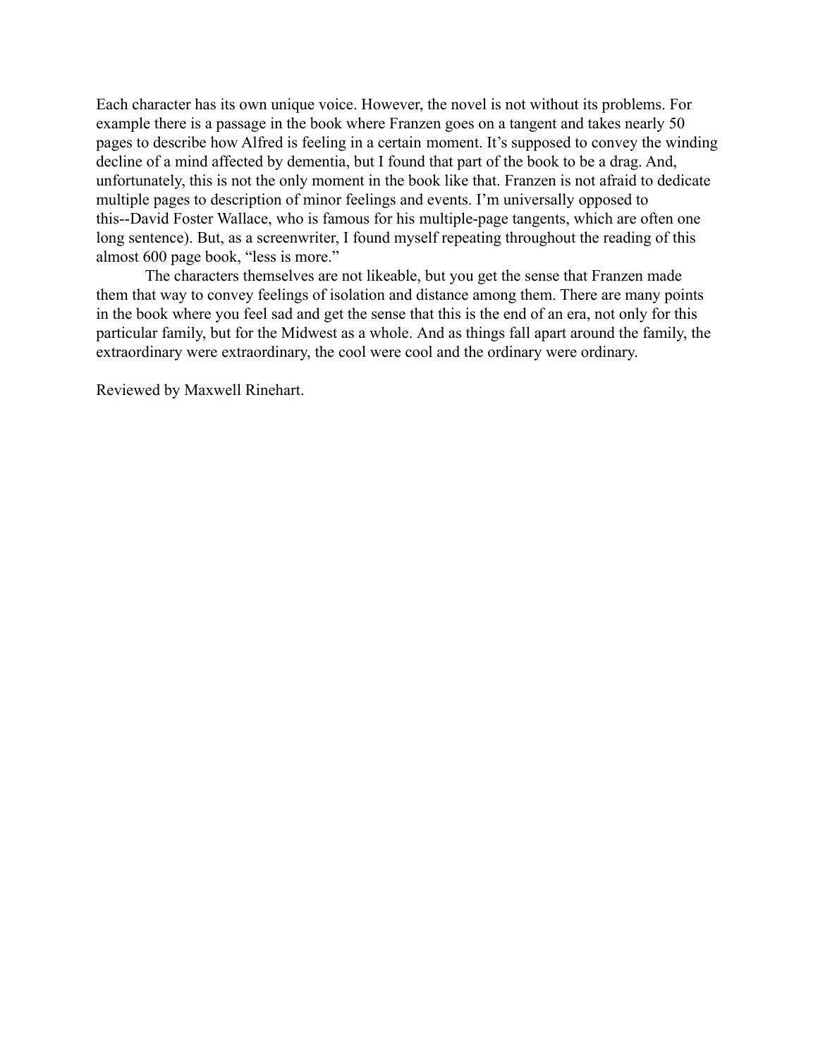Each character has its own unique voice. However, the novel is not without its problems. For example there is a passage in the book where Franzen goes on a tangent and takes nearly 50 pages to describe how Alfred is feeling in a certain moment. It's supposed to convey the winding decline of a mind affected by dementia, but I found that part of the book to be a drag. And, unfortunately, this is not the only moment in the book like that. Franzen is not afraid to dedicate multiple pages to description of minor feelings and events. I'm universally opposed to this--David Foster Wallace, who is famous for his multiple-page tangents, which are often one long sentence). But, as a screenwriter, I found myself repeating throughout the reading of this almost 600 page book, "less is more."

The characters themselves are not likeable, but you get the sense that Franzen made them that way to convey feelings of isolation and distance among them. There are many points in the book where you feel sad and get the sense that this is the end of an era, not only for this particular family, but for the Midwest as a whole. And as things fall apart around the family, the extraordinary were extraordinary, the cool were cool and the ordinary were ordinary.

Reviewed by Maxwell Rinehart.